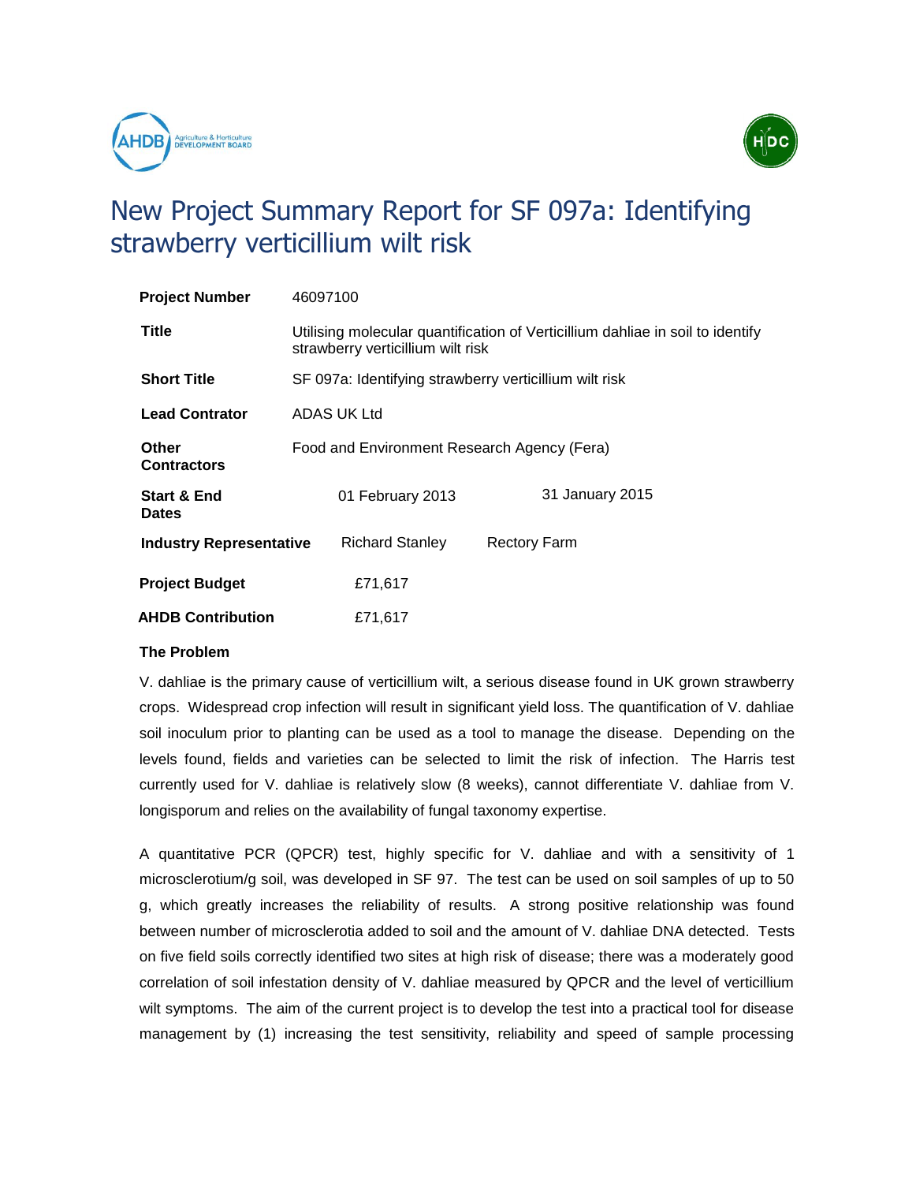# New Project Summary Report for SF 097a: Identifying strawberry verticillium wilt risk

| | | |
|---|---|---|
| **Project Number** | 46097100 | |
| **Title** | Utilising molecular quantification of Verticillium dahliae in soil to identify strawberry verticillium wilt risk | |
| **Short Title** | SF 097a: Identifying strawberry verticillium wilt risk | |
| **Lead Contrator** | ADAS UK Ltd | |
| **Other Contractors** | Food and Environment Research Agency (Fera) | |
| **Start & End Dates** | 01 February 2013 | 31 January 2015 |
| **Industry Representative** | Richard Stanley | Rectory Farm |
| **Project Budget** | £71,617 | |
| **AHDB Contribution** | £71,617 | |

**The Problem**

V. dahliae is the primary cause of verticillium wilt, a serious disease found in UK grown strawberry crops. Widespread crop infection will result in significant yield loss. The quantification of V. dahliae soil inoculum prior to planting can be used as a tool to manage the disease. Depending on the levels found, fields and varieties can be selected to limit the risk of infection. The Harris test currently used for V. dahliae is relatively slow (8 weeks), cannot differentiate V. dahliae from V. longisporum and relies on the availability of fungal taxonomy expertise.

A quantitative PCR (QPCR) test, highly specific for V. dahliae and with a sensitivity of 1 microsclerotium/g soil, was developed in SF 97. The test can be used on soil samples of up to 50 g, which greatly increases the reliability of results. A strong positive relationship was found between number of microsclerotia added to soil and the amount of V. dahliae DNA detected. Tests on five field soils correctly identified two sites at high risk of disease; there was a moderately good correlation of soil infestation density of V. dahliae measured by QPCR and the level of verticillium wilt symptoms. The aim of the current project is to develop the test into a practical tool for disease management by (1) increasing the test sensitivity, reliability and speed of sample processing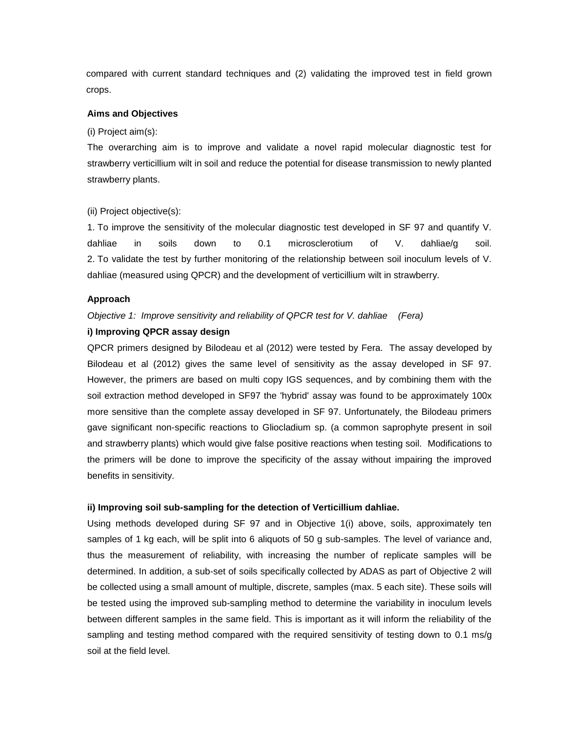compared with current standard techniques and (2) validating the improved test in field grown crops.

**Aims and Objectives**

(i) Project aim(s):

The overarching aim is to improve and validate a novel rapid molecular diagnostic test for strawberry verticillium wilt in soil and reduce the potential for disease transmission to newly planted strawberry plants.

(ii) Project objective(s):

1. To improve the sensitivity of the molecular diagnostic test developed in SF 97 and quantify V. dahliae in soils down to 0.1 microsclerotium of V. dahliae/g soil.
2. To validate the test by further monitoring of the relationship between soil inoculum levels of V. dahliae (measured using QPCR) and the development of verticillium wilt in strawberry.

**Approach**

*Objective 1: Improve sensitivity and reliability of QPCR test for V. dahliae (Fera)*

**i) Improving QPCR assay design**

QPCR primers designed by Bilodeau et al (2012) were tested by Fera. The assay developed by Bilodeau et al (2012) gives the same level of sensitivity as the assay developed in SF 97. However, the primers are based on multi copy IGS sequences, and by combining them with the soil extraction method developed in SF97 the 'hybrid' assay was found to be approximately 100x more sensitive than the complete assay developed in SF 97. Unfortunately, the Bilodeau primers gave significant non-specific reactions to Gliocladium sp. (a common saprophyte present in soil and strawberry plants) which would give false positive reactions when testing soil. Modifications to the primers will be done to improve the specificity of the assay without impairing the improved benefits in sensitivity.

**ii) Improving soil sub-sampling for the detection of Verticillium dahliae.**

Using methods developed during SF 97 and in Objective 1(i) above, soils, approximately ten samples of 1 kg each, will be split into 6 aliquots of 50 g sub-samples. The level of variance and, thus the measurement of reliability, with increasing the number of replicate samples will be determined. In addition, a sub-set of soils specifically collected by ADAS as part of Objective 2 will be collected using a small amount of multiple, discrete, samples (max. 5 each site). These soils will be tested using the improved sub-sampling method to determine the variability in inoculum levels between different samples in the same field. This is important as it will inform the reliability of the sampling and testing method compared with the required sensitivity of testing down to 0.1 ms/g soil at the field level.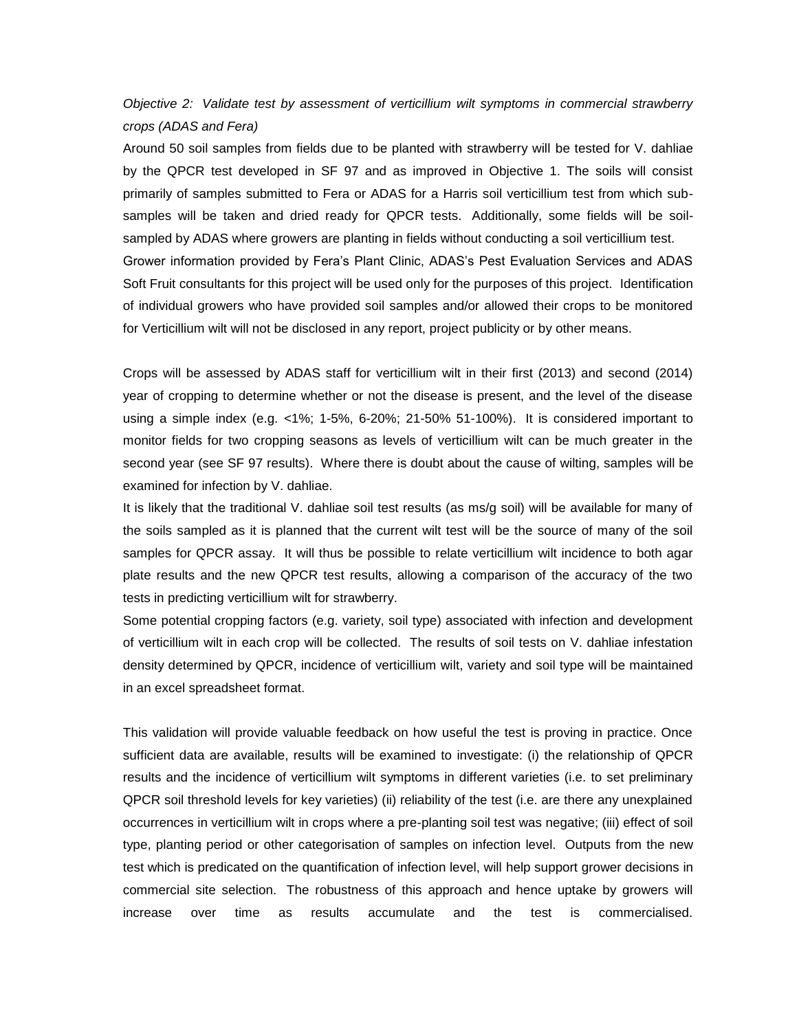*Objective 2: Validate test by assessment of verticillium wilt symptoms in commercial strawberry crops (ADAS and Fera)*

Around 50 soil samples from fields due to be planted with strawberry will be tested for V. dahliae by the QPCR test developed in SF 97 and as improved in Objective 1. The soils will consist primarily of samples submitted to Fera or ADAS for a Harris soil verticillium test from which sub-samples will be taken and dried ready for QPCR tests. Additionally, some fields will be soil-sampled by ADAS where growers are planting in fields without conducting a soil verticillium test.

Grower information provided by Fera's Plant Clinic, ADAS's Pest Evaluation Services and ADAS Soft Fruit consultants for this project will be used only for the purposes of this project. Identification of individual growers who have provided soil samples and/or allowed their crops to be monitored for Verticillium wilt will not be disclosed in any report, project publicity or by other means.

Crops will be assessed by ADAS staff for verticillium wilt in their first (2013) and second (2014) year of cropping to determine whether or not the disease is present, and the level of the disease using a simple index (e.g. <1%; 1-5%, 6-20%; 21-50% 51-100%). It is considered important to monitor fields for two cropping seasons as levels of verticillium wilt can be much greater in the second year (see SF 97 results). Where there is doubt about the cause of wilting, samples will be examined for infection by V. dahliae.

It is likely that the traditional V. dahliae soil test results (as ms/g soil) will be available for many of the soils sampled as it is planned that the current wilt test will be the source of many of the soil samples for QPCR assay. It will thus be possible to relate verticillium wilt incidence to both agar plate results and the new QPCR test results, allowing a comparison of the accuracy of the two tests in predicting verticillium wilt for strawberry.

Some potential cropping factors (e.g. variety, soil type) associated with infection and development of verticillium wilt in each crop will be collected. The results of soil tests on V. dahliae infestation density determined by QPCR, incidence of verticillium wilt, variety and soil type will be maintained in an excel spreadsheet format.

This validation will provide valuable feedback on how useful the test is proving in practice. Once sufficient data are available, results will be examined to investigate: (i) the relationship of QPCR results and the incidence of verticillium wilt symptoms in different varieties (i.e. to set preliminary QPCR soil threshold levels for key varieties) (ii) reliability of the test (i.e. are there any unexplained occurrences in verticillium wilt in crops where a pre-planting soil test was negative; (iii) effect of soil type, planting period or other categorisation of samples on infection level. Outputs from the new test which is predicated on the quantification of infection level, will help support grower decisions in commercial site selection. The robustness of this approach and hence uptake by growers will increase over time as results accumulate and the test is commercialised.